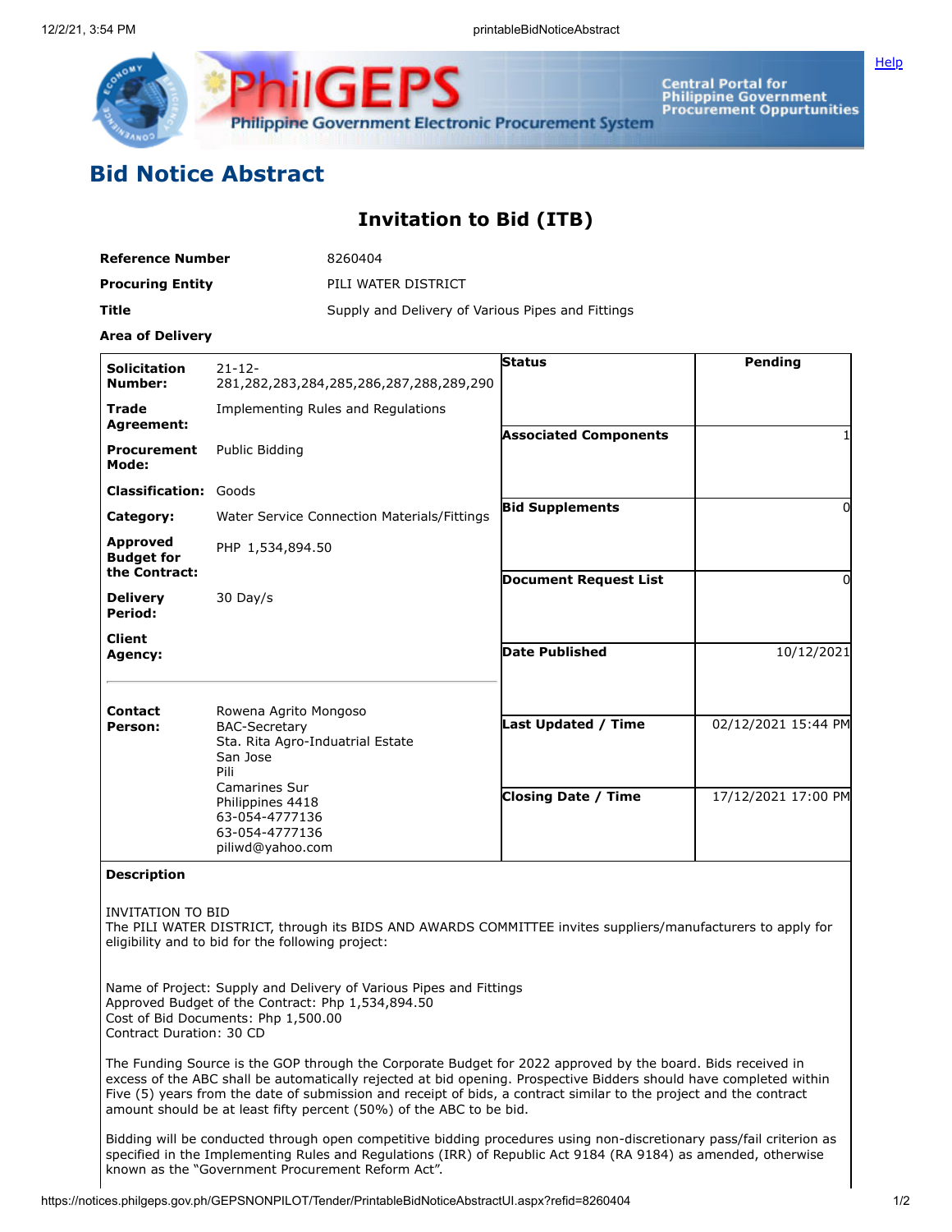# Bid Notice Abstract

## Invitation to Bid (ITB)

| | |
|---|---|
| **Reference Number** | 8260404 |
| **Procuring Entity** | PILI WATER DISTRICT |
| **Title** | Supply and Delivery of Various Pipes and Fittings |
| **Area of Delivery** | |

| | | | |
|---|---|---|---|
| **Solicitation Number:** | 21-12-281,282,283,284,285,286,287,288,289,290 | **Status** | Pending |
| **Trade Agreement:** | Implementing Rules and Regulations | | |
| **Procurement Mode:** | Public Bidding | **Associated Components** | 1 |
| **Classification:** | Goods | | |
| **Category:** | Water Service Connection Materials/Fittings | **Bid Supplements** | 0 |
| **Approved Budget for the Contract:** | PHP 1,534,894.50 | | |
| **Delivery Period:** | 30 Day/s | **Document Request List** | 0 |
| **Client Agency:** | | **Date Published** | 10/12/2021 |
| **Contact Person:** | Rowena Agrito Mongoso<br>BAC-Secretary<br>Sta. Rita Agro-Induatrial Estate<br>San Jose<br>Pili<br>Camarines Sur<br>Philippines 4418<br>63-054-4777136<br>63-054-4777136<br>piliwd@yahoo.com | **Last Updated / Time** | 02/12/2021 15:44 PM |
| | | **Closing Date / Time** | 17/12/2021 17:00 PM |

**Description**

INVITATION TO BID
The PILI WATER DISTRICT, through its BIDS AND AWARDS COMMITTEE invites suppliers/manufacturers to apply for eligibility and to bid for the following project:

Name of Project: Supply and Delivery of Various Pipes and Fittings
Approved Budget of the Contract: Php 1,534,894.50
Cost of Bid Documents: Php 1,500.00
Contract Duration: 30 CD

The Funding Source is the GOP through the Corporate Budget for 2022 approved by the board. Bids received in excess of the ABC shall be automatically rejected at bid opening. Prospective Bidders should have completed within Five (5) years from the date of submission and receipt of bids, a contract similar to the project and the contract amount should be at least fifty percent (50%) of the ABC to be bid.

Bidding will be conducted through open competitive bidding procedures using non-discretionary pass/fail criterion as specified in the Implementing Rules and Regulations (IRR) of Republic Act 9184 (RA 9184) as amended, otherwise known as the "Government Procurement Reform Act".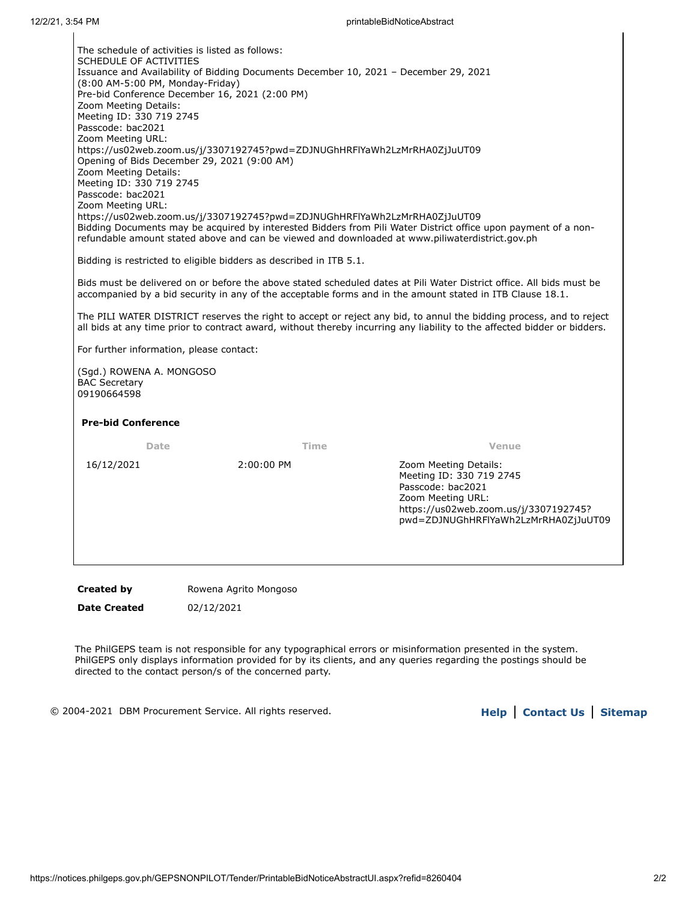The schedule of activities is listed as follows:
SCHEDULE OF ACTIVITIES
Issuance and Availability of Bidding Documents December 10, 2021 – December 29, 2021
(8:00 AM-5:00 PM, Monday-Friday)
Pre-bid Conference December 16, 2021 (2:00 PM)
Zoom Meeting Details:
Meeting ID: 330 719 2745
Passcode: bac2021
Zoom Meeting URL:
https://us02web.zoom.us/j/3307192745?pwd=ZDJNUGhHRFlYaWh2LzMrRHA0ZjJuUT09
Opening of Bids December 29, 2021 (9:00 AM)
Zoom Meeting Details:
Meeting ID: 330 719 2745
Passcode: bac2021
Zoom Meeting URL:
https://us02web.zoom.us/j/3307192745?pwd=ZDJNUGhHRFlYaWh2LzMrRHA0ZjJuUT09
Bidding Documents may be acquired by interested Bidders from Pili Water District office upon payment of a non-refundable amount stated above and can be viewed and downloaded at www.piliwaterdistrict.gov.ph

Bidding is restricted to eligible bidders as described in ITB 5.1.

Bids must be delivered on or before the above stated scheduled dates at Pili Water District office. All bids must be accompanied by a bid security in any of the acceptable forms and in the amount stated in ITB Clause 18.1.

The PILI WATER DISTRICT reserves the right to accept or reject any bid, to annul the bidding process, and to reject all bids at any time prior to contract award, without thereby incurring any liability to the affected bidder or bidders.

For further information, please contact:

(Sgd.) ROWENA A. MONGOSO
BAC Secretary
09190664598

**Pre-bid Conference**

| Date | Time | Venue |
|---|---|---|
| 16/12/2021 | 2:00:00 PM | Zoom Meeting Details: Meeting ID: 330 719 2745 Passcode: bac2021 Zoom Meeting URL: https://us02web.zoom.us/j/3307192745?pwd=ZDJNUGhHRFlYaWh2LzMrRHA0ZjJuUT09 |

| | |
|---|---|
| **Created by** | Rowena Agrito Mongoso |
| **Date Created** | 02/12/2021 |

The PhilGEPS team is not responsible for any typographical errors or misinformation presented in the system. PhilGEPS only displays information provided for by its clients, and any queries regarding the postings should be directed to the contact person/s of the concerned party.

© 2004-2021 DBM Procurement Service. All rights reserved.

**Help** | **Contact Us** | **Sitemap**